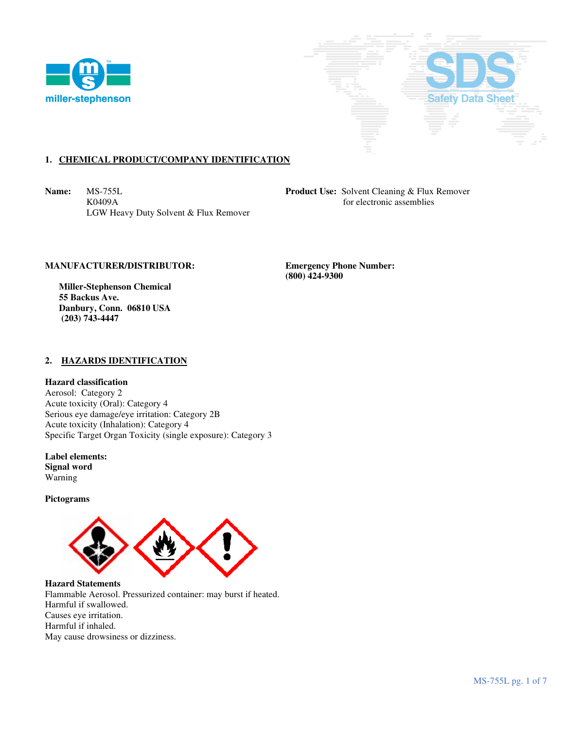## 1. CHEMICAL PRODUCT/COMPANY IDENTIFICATION

**Name:** MS-755L
K0409A
LGW Heavy Duty Solvent & Flux Remover

**Product Use:** Solvent Cleaning & Flux Remover for electronic assemblies

**MANUFACTURER/DISTRIBUTOR:**

**Miller-Stephenson Chemical**
**55 Backus Ave.**
**Danbury, Conn. 06810 USA**
**(203) 743-4447**

**Emergency Phone Number:**
**(800) 424-9300**

## 2. HAZARDS IDENTIFICATION

**Hazard classification**
Aerosol: Category 2
Acute toxicity (Oral): Category 4
Serious eye damage/eye irritation: Category 2B
Acute toxicity (Inhalation): Category 4
Specific Target Organ Toxicity (single exposure): Category 3

**Label elements:**
**Signal word**
Warning

**Pictograms**

**Hazard Statements**
Flammable Aerosol. Pressurized container: may burst if heated.
Harmful if swallowed.
Causes eye irritation.
Harmful if inhaled.
May cause drowsiness or dizziness.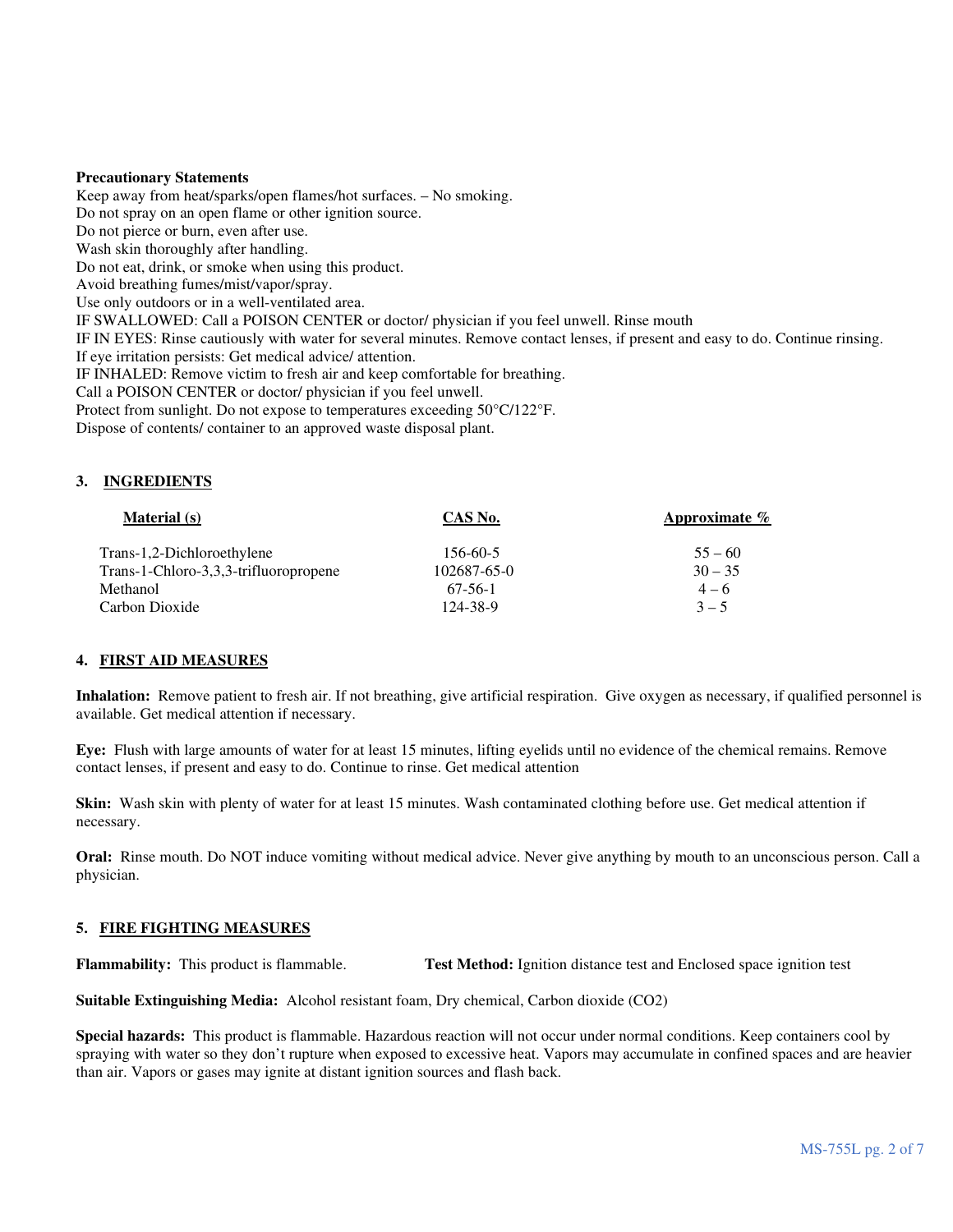**Precautionary Statements**

Keep away from heat/sparks/open flames/hot surfaces. – No smoking.
Do not spray on an open flame or other ignition source.
Do not pierce or burn, even after use.
Wash skin thoroughly after handling.
Do not eat, drink, or smoke when using this product.
Avoid breathing fumes/mist/vapor/spray.
Use only outdoors or in a well-ventilated area.
IF SWALLOWED: Call a POISON CENTER or doctor/ physician if you feel unwell. Rinse mouth
IF IN EYES: Rinse cautiously with water for several minutes. Remove contact lenses, if present and easy to do. Continue rinsing.
If eye irritation persists: Get medical advice/ attention.
IF INHALED: Remove victim to fresh air and keep comfortable for breathing.
Call a POISON CENTER or doctor/ physician if you feel unwell.
Protect from sunlight. Do not expose to temperatures exceeding 50°C/122°F.
Dispose of contents/ container to an approved waste disposal plant.

## 3. INGREDIENTS

| Material (s) | CAS No. | Approximate % |
|---|---|---|
| Trans-1,2-Dichloroethylene | 156-60-5 | 55 – 60 |
| Trans-1-Chloro-3,3,3-trifluoropropene | 102687-65-0 | 30 – 35 |
| Methanol | 67-56-1 | 4 – 6 |
| Carbon Dioxide | 124-38-9 | 3 – 5 |

## 4. FIRST AID MEASURES

**Inhalation:** Remove patient to fresh air. If not breathing, give artificial respiration. Give oxygen as necessary, if qualified personnel is available. Get medical attention if necessary.

**Eye:** Flush with large amounts of water for at least 15 minutes, lifting eyelids until no evidence of the chemical remains. Remove contact lenses, if present and easy to do. Continue to rinse. Get medical attention

**Skin:** Wash skin with plenty of water for at least 15 minutes. Wash contaminated clothing before use. Get medical attention if necessary.

**Oral:** Rinse mouth. Do NOT induce vomiting without medical advice. Never give anything by mouth to an unconscious person. Call a physician.

## 5. FIRE FIGHTING MEASURES

**Flammability:** This product is flammable. **Test Method:** Ignition distance test and Enclosed space ignition test

**Suitable Extinguishing Media:** Alcohol resistant foam, Dry chemical, Carbon dioxide ($CO_2$)

**Special hazards:** This product is flammable. Hazardous reaction will not occur under normal conditions. Keep containers cool by spraying with water so they don't rupture when exposed to excessive heat. Vapors may accumulate in confined spaces and are heavier than air. Vapors or gases may ignite at distant ignition sources and flash back.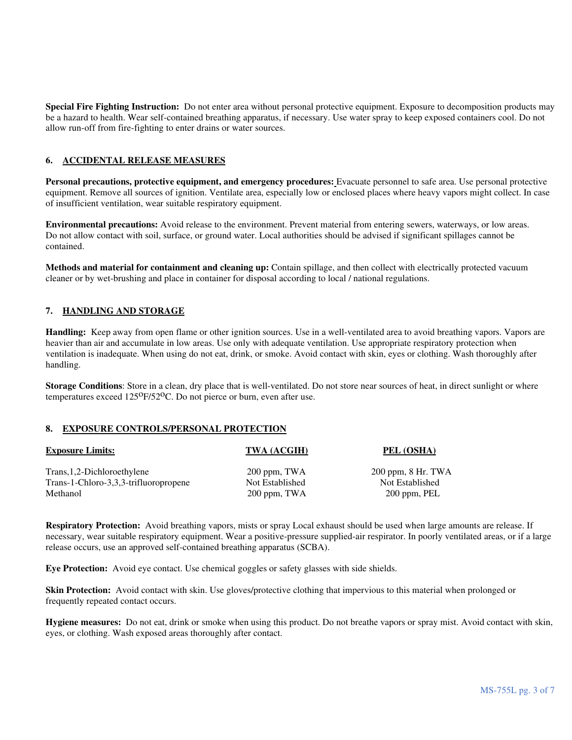**Special Fire Fighting Instruction:** Do not enter area without personal protective equipment. Exposure to decomposition products may be a hazard to health. Wear self-contained breathing apparatus, if necessary. Use water spray to keep exposed containers cool. Do not allow run-off from fire-fighting to enter drains or water sources.

## 6. ACCIDENTAL RELEASE MEASURES

**Personal precautions, protective equipment, and emergency procedures:** Evacuate personnel to safe area. Use personal protective equipment. Remove all sources of ignition. Ventilate area, especially low or enclosed places where heavy vapors might collect. In case of insufficient ventilation, wear suitable respiratory equipment.

**Environmental precautions:** Avoid release to the environment. Prevent material from entering sewers, waterways, or low areas. Do not allow contact with soil, surface, or ground water. Local authorities should be advised if significant spillages cannot be contained.

**Methods and material for containment and cleaning up:** Contain spillage, and then collect with electrically protected vacuum cleaner or by wet-brushing and place in container for disposal according to local / national regulations.

## 7. HANDLING AND STORAGE

**Handling:** Keep away from open flame or other ignition sources. Use in a well-ventilated area to avoid breathing vapors. Vapors are heavier than air and accumulate in low areas. Use only with adequate ventilation. Use appropriate respiratory protection when ventilation is inadequate. When using do not eat, drink, or smoke. Avoid contact with skin, eyes or clothing. Wash thoroughly after handling.

**Storage Conditions**: Store in a clean, dry place that is well-ventilated. Do not store near sources of heat, in direct sunlight or where temperatures exceed 125°F/52°C. Do not pierce or burn, even after use.

## 8. EXPOSURE CONTROLS/PERSONAL PROTECTION

| Exposure Limits: | TWA (ACGIH) | PEL (OSHA) |
|---|---|---|
| Trans,1,2-Dichloroethylene | 200 ppm, TWA | 200 ppm, 8 Hr. TWA |
| Trans-1-Chloro-3,3,3-trifluoropropene | Not Established | Not Established |
| Methanol | 200 ppm, TWA | 200 ppm, PEL |

**Respiratory Protection:** Avoid breathing vapors, mists or spray Local exhaust should be used when large amounts are release. If necessary, wear suitable respiratory equipment. Wear a positive-pressure supplied-air respirator. In poorly ventilated areas, or if a large release occurs, use an approved self-contained breathing apparatus (SCBA).

**Eye Protection:** Avoid eye contact. Use chemical goggles or safety glasses with side shields.

**Skin Protection:** Avoid contact with skin. Use gloves/protective clothing that impervious to this material when prolonged or frequently repeated contact occurs.

**Hygiene measures:** Do not eat, drink or smoke when using this product. Do not breathe vapors or spray mist. Avoid contact with skin, eyes, or clothing. Wash exposed areas thoroughly after contact.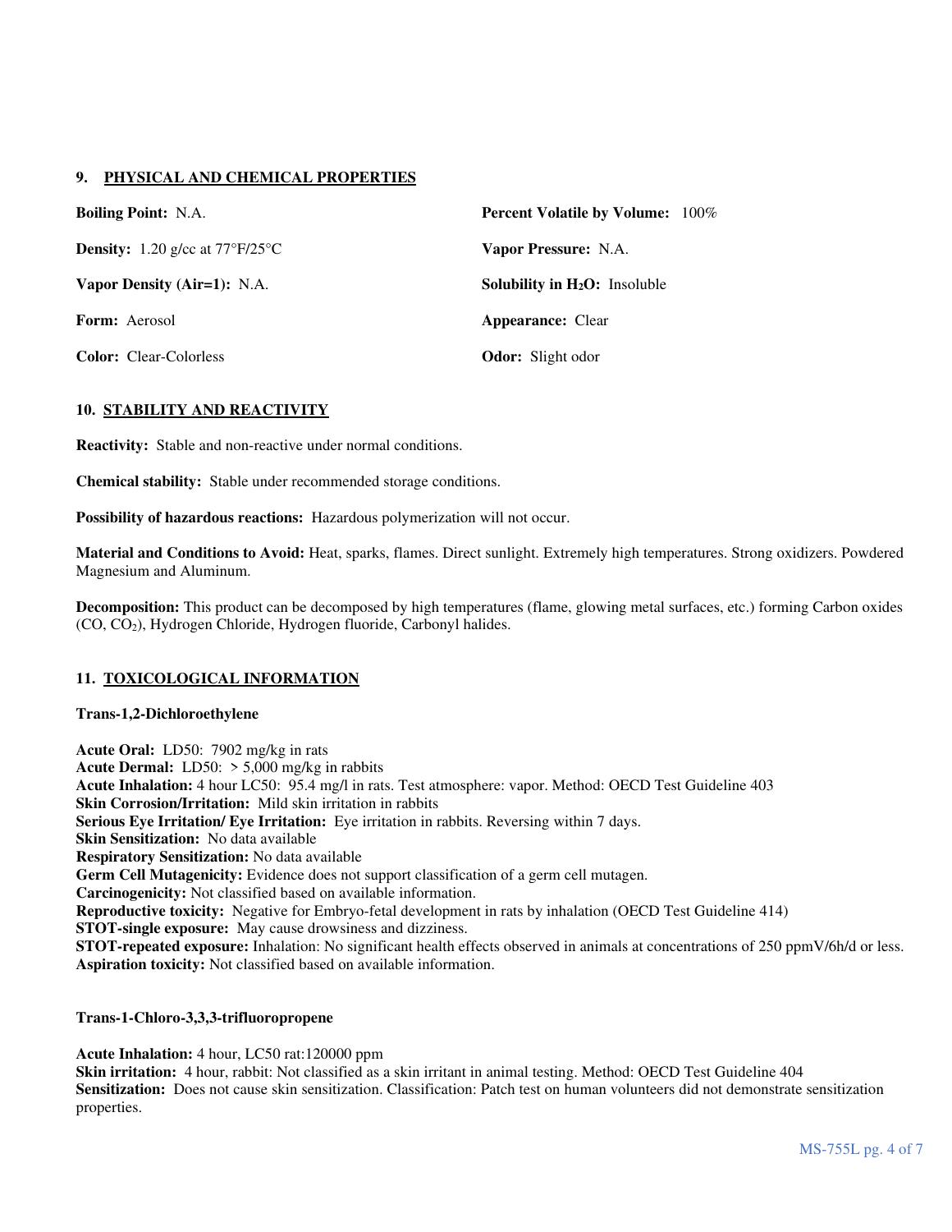## 9. PHYSICAL AND CHEMICAL PROPERTIES

**Boiling Point:** N.A.

**Percent Volatile by Volume:** 100%

**Density:** 1.20 g/cc at 77°F/25°C

**Vapor Pressure:** N.A.

**Vapor Density (Air=1):** N.A.

**Solubility in $H_2O$:** Insoluble

**Form:** Aerosol

**Appearance:** Clear

**Color:** Clear-Colorless

**Odor:** Slight odor

## 10. STABILITY AND REACTIVITY

**Reactivity:** Stable and non-reactive under normal conditions.

**Chemical stability:** Stable under recommended storage conditions.

**Possibility of hazardous reactions:** Hazardous polymerization will not occur.

**Material and Conditions to Avoid:** Heat, sparks, flames. Direct sunlight. Extremely high temperatures. Strong oxidizers. Powdered Magnesium and Aluminum.

**Decomposition:** This product can be decomposed by high temperatures (flame, glowing metal surfaces, etc.) forming Carbon oxides (CO, $CO_2$), Hydrogen Chloride, Hydrogen fluoride, Carbonyl halides.

## 11. TOXICOLOGICAL INFORMATION

**Trans-1,2-Dichloroethylene**

**Acute Oral:** LD50: 7902 mg/kg in rats
**Acute Dermal:** LD50: > 5,000 mg/kg in rabbits
**Acute Inhalation:** 4 hour LC50: 95.4 mg/l in rats. Test atmosphere: vapor. Method: OECD Test Guideline 403
**Skin Corrosion/Irritation:** Mild skin irritation in rabbits
**Serious Eye Irritation/ Eye Irritation:** Eye irritation in rabbits. Reversing within 7 days.
**Skin Sensitization:** No data available
**Respiratory Sensitization:** No data available
**Germ Cell Mutagenicity:** Evidence does not support classification of a germ cell mutagen.
**Carcinogenicity:** Not classified based on available information.
**Reproductive toxicity:** Negative for Embryo-fetal development in rats by inhalation (OECD Test Guideline 414)
**STOT-single exposure:** May cause drowsiness and dizziness.
**STOT-repeated exposure:** Inhalation: No significant health effects observed in animals at concentrations of 250 ppmV/6h/d or less.
**Aspiration toxicity:** Not classified based on available information.

**Trans-1-Chloro-3,3,3-trifluoropropene**

**Acute Inhalation:** 4 hour, LC50 rat:120000 ppm
**Skin irritation:** 4 hour, rabbit: Not classified as a skin irritant in animal testing. Method: OECD Test Guideline 404
**Sensitization:** Does not cause skin sensitization. Classification: Patch test on human volunteers did not demonstrate sensitization properties.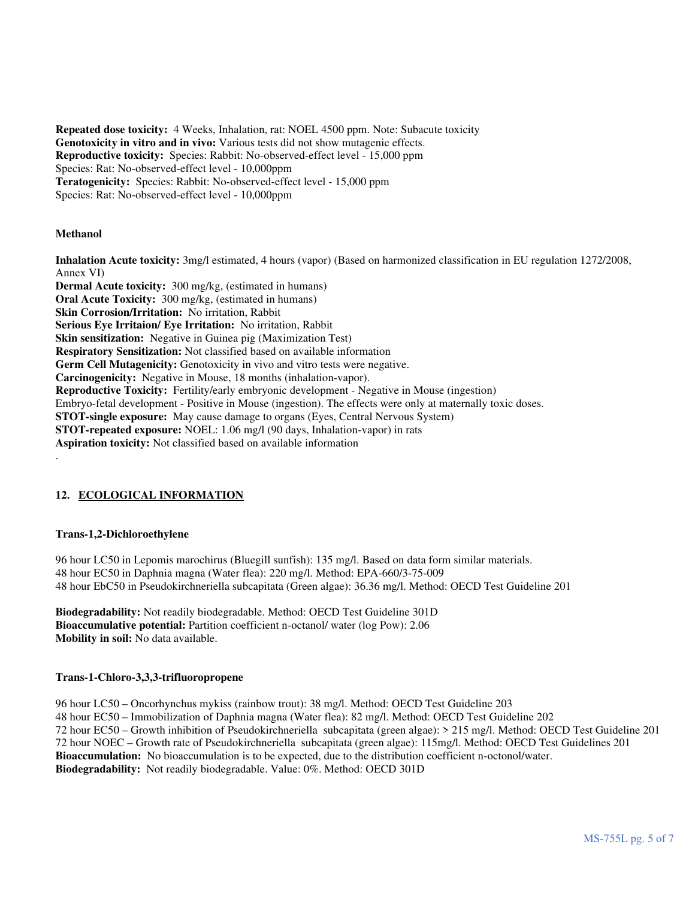**Repeated dose toxicity:** 4 Weeks, Inhalation, rat: NOEL 4500 ppm. Note: Subacute toxicity
**Genotoxicity in vitro and in vivo:** Various tests did not show mutagenic effects.
**Reproductive toxicity:** Species: Rabbit: No-observed-effect level - 15,000 ppm
Species: Rat: No-observed-effect level - 10,000ppm
**Teratogenicity:** Species: Rabbit: No-observed-effect level - 15,000 ppm
Species: Rat: No-observed-effect level - 10,000ppm

**Methanol**

**Inhalation Acute toxicity:** 3mg/l estimated, 4 hours (vapor) (Based on harmonized classification in EU regulation 1272/2008, Annex VI)
**Dermal Acute toxicity:** 300 mg/kg, (estimated in humans)
**Oral Acute Toxicity:** 300 mg/kg, (estimated in humans)
**Skin Corrosion/Irritation:** No irritation, Rabbit
**Serious Eye Irritaion/ Eye Irritation:** No irritation, Rabbit
**Skin sensitization:** Negative in Guinea pig (Maximization Test)
**Respiratory Sensitization:** Not classified based on available information
**Germ Cell Mutagenicity:** Genotoxicity in vivo and vitro tests were negative.
**Carcinogenicity:** Negative in Mouse, 18 months (inhalation-vapor).
**Reproductive Toxicity:** Fertility/early embryonic development - Negative in Mouse (ingestion)
Embryo-fetal development - Positive in Mouse (ingestion). The effects were only at maternally toxic doses.
**STOT-single exposure:** May cause damage to organs (Eyes, Central Nervous System)
**STOT-repeated exposure:** NOEL: 1.06 mg/l (90 days, Inhalation-vapor) in rats
**Aspiration toxicity:** Not classified based on available information
.

## 12. ECOLOGICAL INFORMATION

**Trans-1,2-Dichloroethylene**

96 hour LC50 in Lepomis marochirus (Bluegill sunfish): 135 mg/l. Based on data form similar materials.
48 hour EC50 in Daphnia magna (Water flea): 220 mg/l. Method: EPA-660/3-75-009
48 hour EbC50 in Pseudokirchneriella subcapitata (Green algae): 36.36 mg/l. Method: OECD Test Guideline 201

**Biodegradability:** Not readily biodegradable. Method: OECD Test Guideline 301D
**Bioaccumulative potential:** Partition coefficient n-octanol/ water (log Pow): 2.06
**Mobility in soil:** No data available.

**Trans-1-Chloro-3,3,3-trifluoropropene**

96 hour LC50 – Oncorhynchus mykiss (rainbow trout): 38 mg/l. Method: OECD Test Guideline 203
48 hour EC50 – Immobilization of Daphnia magna (Water flea): 82 mg/l. Method: OECD Test Guideline 202
72 hour EC50 – Growth inhibition of Pseudokirchneriella subcapitata (green algae): > 215 mg/l. Method: OECD Test Guideline 201
72 hour NOEC – Growth rate of Pseudokirchneriella subcapitata (green algae): 115mg/l. Method: OECD Test Guidelines 201
**Bioaccumulation:** No bioaccumulation is to be expected, due to the distribution coefficient n-octonol/water.
**Biodegradability:** Not readily biodegradable. Value: 0%. Method: OECD 301D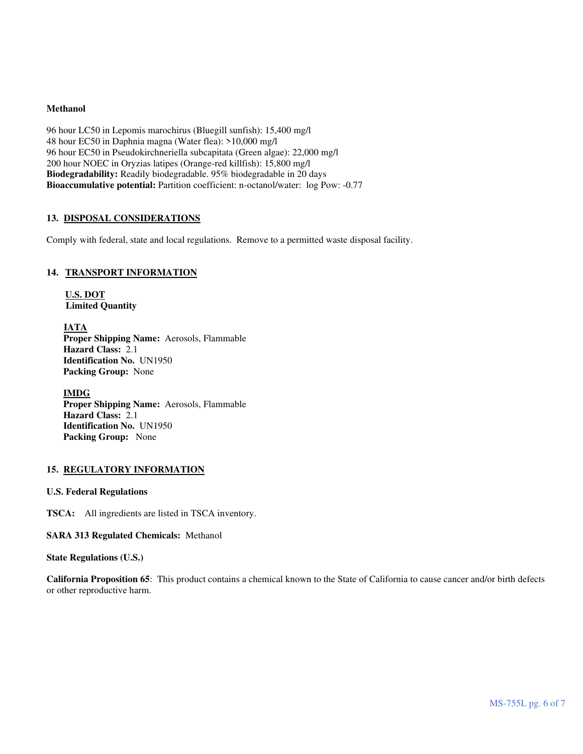**Methanol**

96 hour LC50 in Lepomis marochirus (Bluegill sunfish): 15,400 mg/l
48 hour EC50 in Daphnia magna (Water flea): >10,000 mg/l
96 hour EC50 in Pseudokirchneriella subcapitata (Green algae): 22,000 mg/l
200 hour NOEC in Oryzias latipes (Orange-red killfish): 15,800 mg/l
**Biodegradability:** Readily biodegradable. 95% biodegradable in 20 days
**Bioaccumulative potential:** Partition coefficient: n-octanol/water: log Pow: -0.77

## 13. DISPOSAL CONSIDERATIONS

Comply with federal, state and local regulations. Remove to a permitted waste disposal facility.

## 14. TRANSPORT INFORMATION

**U.S. DOT**
**Limited Quantity**

**IATA**
**Proper Shipping Name:** Aerosols, Flammable
**Hazard Class:** 2.1
**Identification No.** UN1950
**Packing Group:** None

**IMDG**
**Proper Shipping Name:** Aerosols, Flammable
**Hazard Class:** 2.1
**Identification No.** UN1950
**Packing Group:** None

## 15. REGULATORY INFORMATION

**U.S. Federal Regulations**

**TSCA:** All ingredients are listed in TSCA inventory.

**SARA 313 Regulated Chemicals:** Methanol

**State Regulations (U.S.)**

**California Proposition 65**: This product contains a chemical known to the State of California to cause cancer and/or birth defects or other reproductive harm.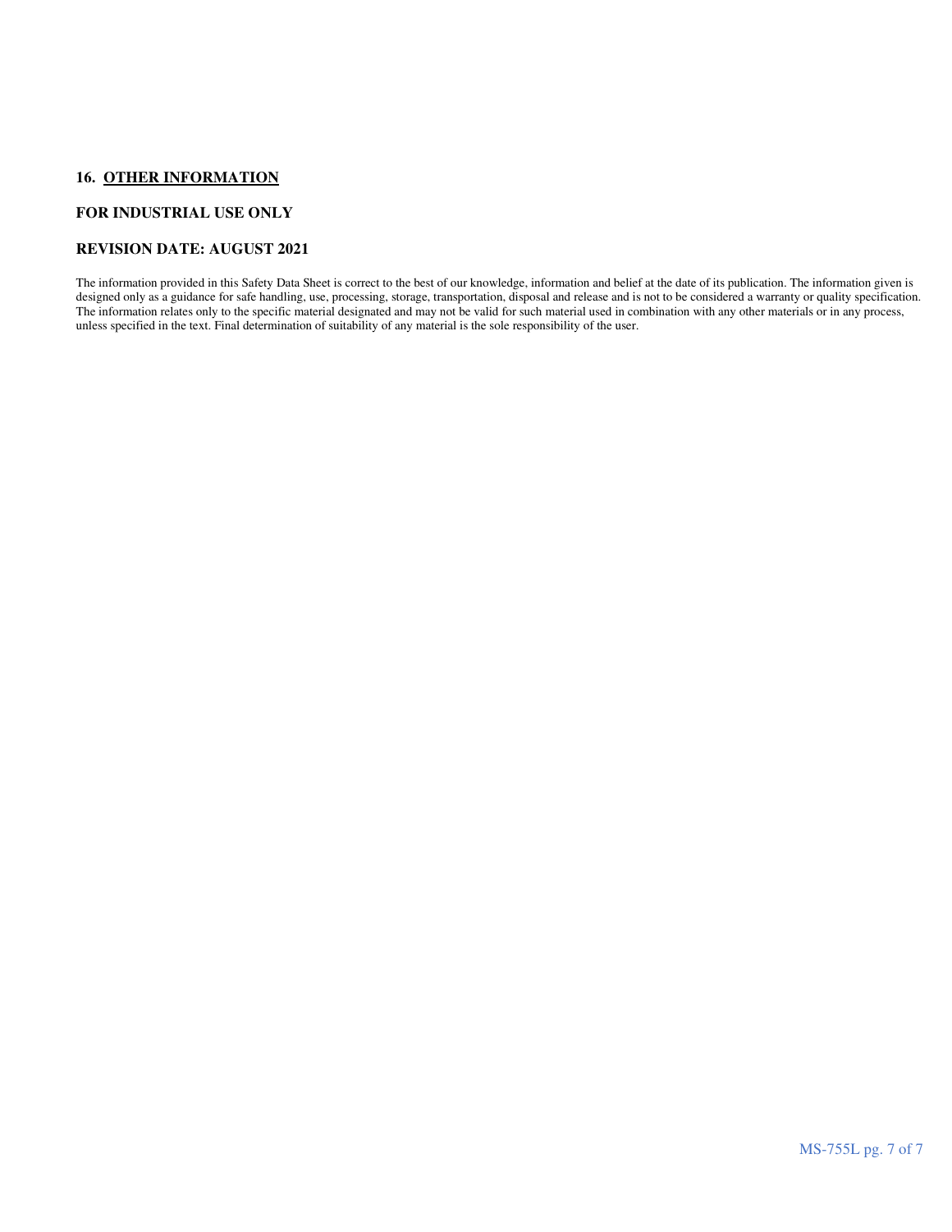## 16. OTHER INFORMATION

**FOR INDUSTRIAL USE ONLY**

**REVISION DATE: AUGUST 2021**

The information provided in this Safety Data Sheet is correct to the best of our knowledge, information and belief at the date of its publication. The information given is designed only as a guidance for safe handling, use, processing, storage, transportation, disposal and release and is not to be considered a warranty or quality specification. The information relates only to the specific material designated and may not be valid for such material used in combination with any other materials or in any process, unless specified in the text. Final determination of suitability of any material is the sole responsibility of the user.